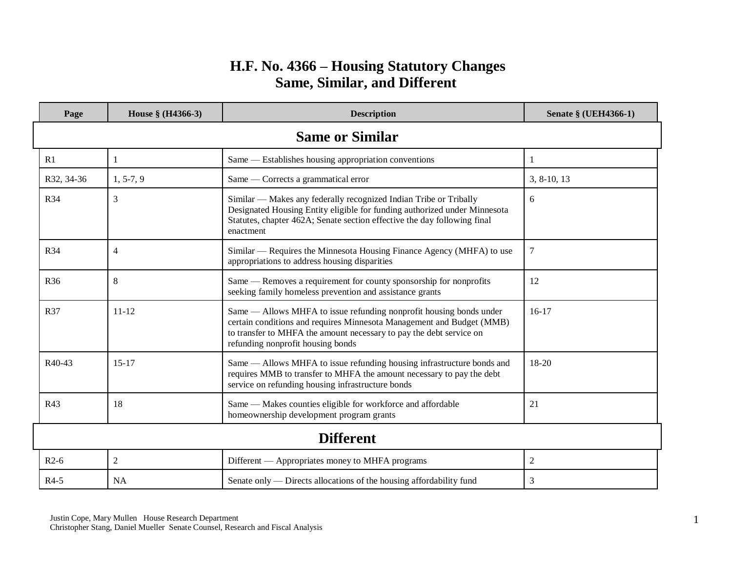# H.F. No. 4366 – Housing Statutory Changes
## Same, Similar, and Different

| Page | House § (H4366-3) | Description | Senate § (UEH4366-1) |
|---|---|---|---|
| **Same or Similar** | | | |
| R1 | 1 | Same — Establishes housing appropriation conventions | 1 |
| R32, 34-36 | 1, 5-7, 9 | Same — Corrects a grammatical error | 3, 8-10, 13 |
| R34 | 3 | Similar — Makes any federally recognized Indian Tribe or Tribally Designated Housing Entity eligible for funding authorized under Minnesota Statutes, chapter 462A; Senate section effective the day following final enactment | 6 |
| R34 | 4 | Similar — Requires the Minnesota Housing Finance Agency (MHFA) to use appropriations to address housing disparities | 7 |
| R36 | 8 | Same — Removes a requirement for county sponsorship for nonprofits seeking family homeless prevention and assistance grants | 12 |
| R37 | 11-12 | Same — Allows MHFA to issue refunding nonprofit housing bonds under certain conditions and requires Minnesota Management and Budget (MMB) to transfer to MHFA the amount necessary to pay the debt service on refunding nonprofit housing bonds | 16-17 |
| R40-43 | 15-17 | Same — Allows MHFA to issue refunding housing infrastructure bonds and requires MMB to transfer to MHFA the amount necessary to pay the debt service on refunding housing infrastructure bonds | 18-20 |
| R43 | 18 | Same — Makes counties eligible for workforce and affordable homeownership development program grants | 21 |
| **Different** | | | |
| R2-6 | 2 | Different — Appropriates money to MHFA programs | 2 |
| R4-5 | NA | Senate only — Directs allocations of the housing affordability fund | 3 |

Justin Cope, Mary Mullen House Research Department
Christopher Stang, Daniel Mueller Senate Counsel, Research and Fiscal Analysis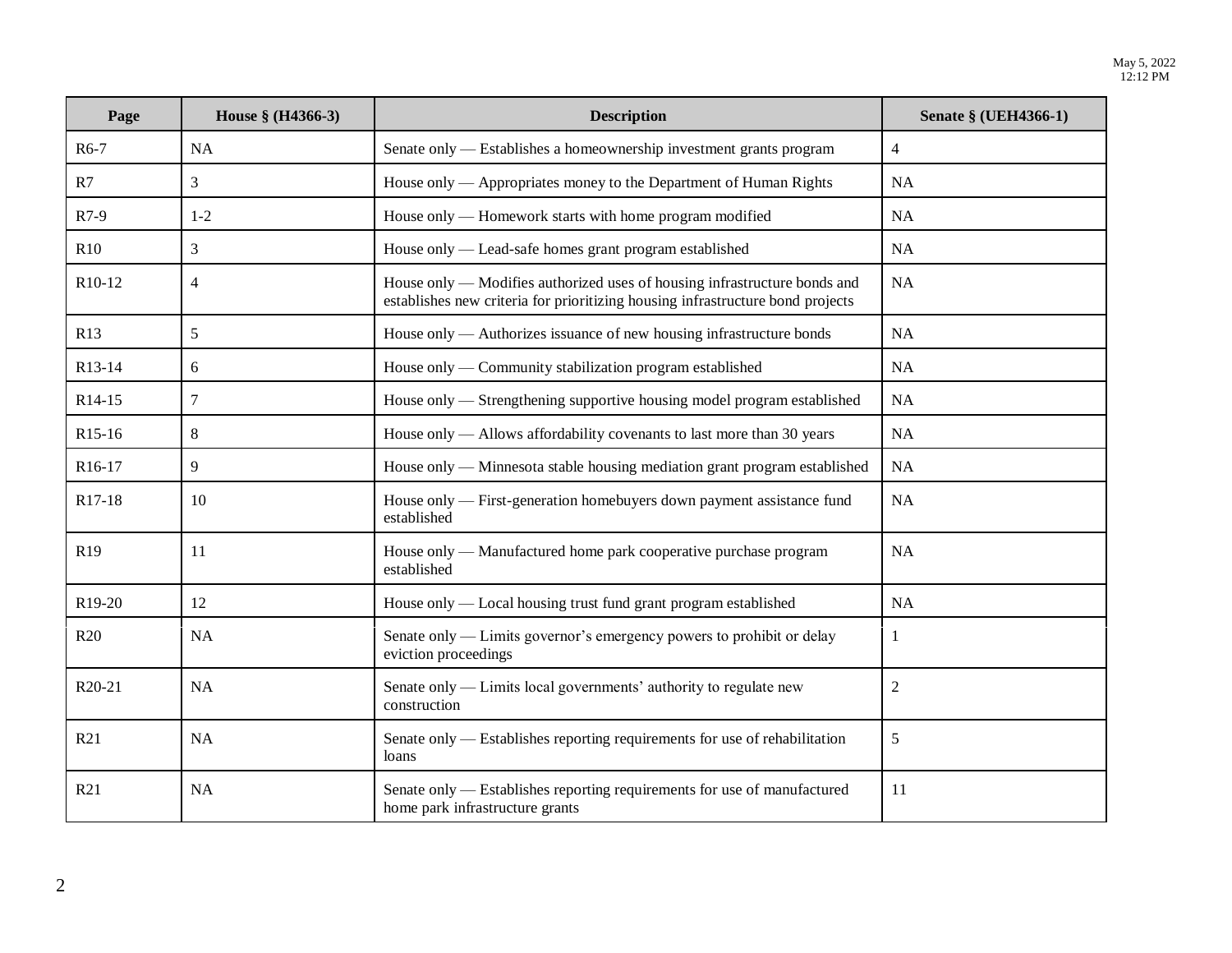| Page | House § (H4366-3) | Description | Senate § (UEH4366-1) |
| --- | --- | --- | --- |
| R6-7 | NA | Senate only — Establishes a homeownership investment grants program | 4 |
| R7 | 3 | House only — Appropriates money to the Department of Human Rights | NA |
| R7-9 | 1-2 | House only — Homework starts with home program modified | NA |
| R10 | 3 | House only — Lead-safe homes grant program established | NA |
| R10-12 | 4 | House only — Modifies authorized uses of housing infrastructure bonds and establishes new criteria for prioritizing housing infrastructure bond projects | NA |
| R13 | 5 | House only — Authorizes issuance of new housing infrastructure bonds | NA |
| R13-14 | 6 | House only — Community stabilization program established | NA |
| R14-15 | 7 | House only — Strengthening supportive housing model program established | NA |
| R15-16 | 8 | House only — Allows affordability covenants to last more than 30 years | NA |
| R16-17 | 9 | House only — Minnesota stable housing mediation grant program established | NA |
| R17-18 | 10 | House only — First-generation homebuyers down payment assistance fund established | NA |
| R19 | 11 | House only — Manufactured home park cooperative purchase program established | NA |
| R19-20 | 12 | House only — Local housing trust fund grant program established | NA |
| R20 | NA | Senate only — Limits governor's emergency powers to prohibit or delay eviction proceedings | 1 |
| R20-21 | NA | Senate only — Limits local governments' authority to regulate new construction | 2 |
| R21 | NA | Senate only — Establishes reporting requirements for use of rehabilitation loans | 5 |
| R21 | NA | Senate only — Establishes reporting requirements for use of manufactured home park infrastructure grants | 11 |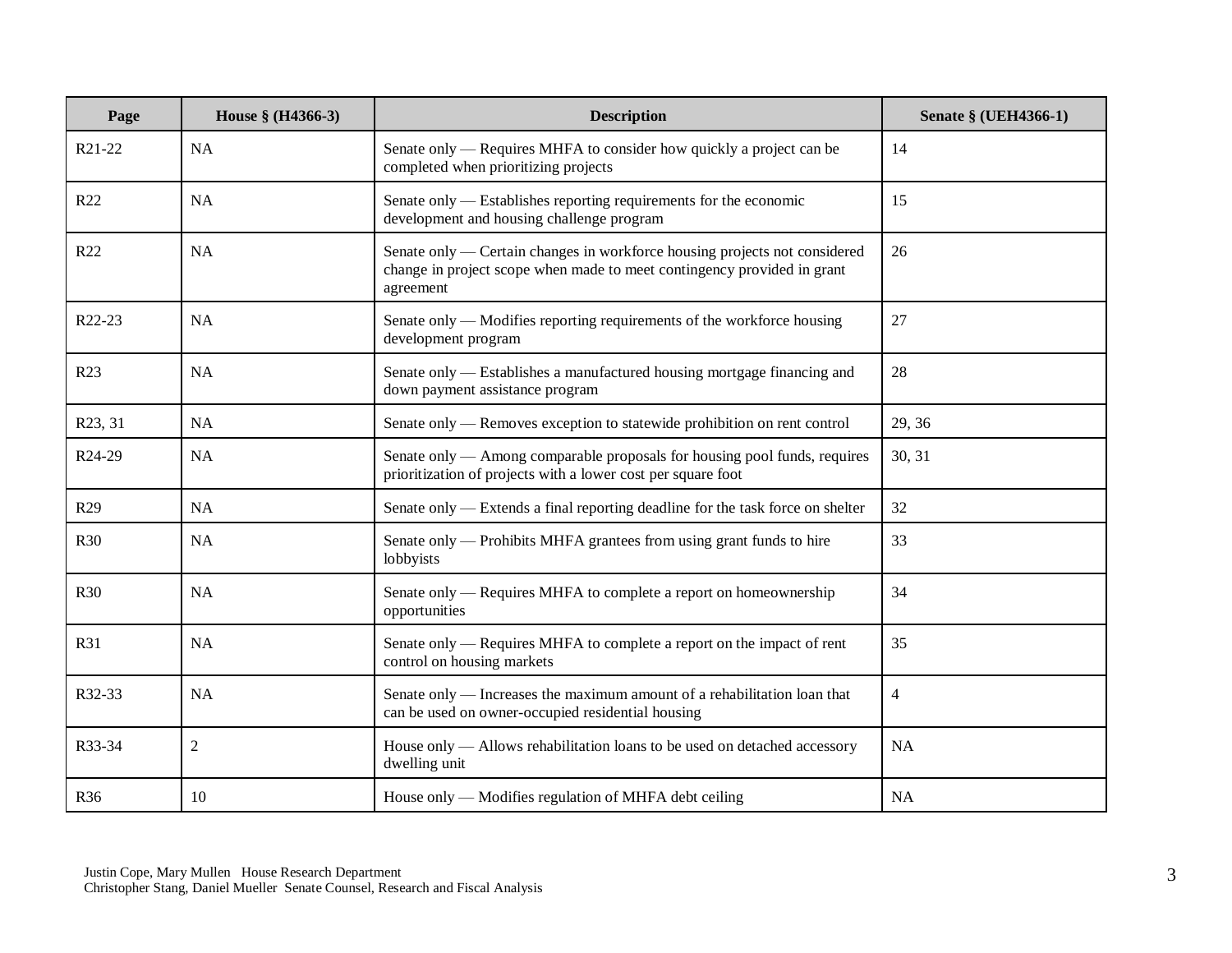| Page | House § (H4366-3) | Description | Senate § (UEH4366-1) |
|---|---|---|---|
| R21-22 | NA | Senate only — Requires MHFA to consider how quickly a project can be completed when prioritizing projects | 14 |
| R22 | NA | Senate only — Establishes reporting requirements for the economic development and housing challenge program | 15 |
| R22 | NA | Senate only — Certain changes in workforce housing projects not considered change in project scope when made to meet contingency provided in grant agreement | 26 |
| R22-23 | NA | Senate only — Modifies reporting requirements of the workforce housing development program | 27 |
| R23 | NA | Senate only — Establishes a manufactured housing mortgage financing and down payment assistance program | 28 |
| R23, 31 | NA | Senate only — Removes exception to statewide prohibition on rent control | 29, 36 |
| R24-29 | NA | Senate only — Among comparable proposals for housing pool funds, requires prioritization of projects with a lower cost per square foot | 30, 31 |
| R29 | NA | Senate only — Extends a final reporting deadline for the task force on shelter | 32 |
| R30 | NA | Senate only — Prohibits MHFA grantees from using grant funds to hire lobbyists | 33 |
| R30 | NA | Senate only — Requires MHFA to complete a report on homeownership opportunities | 34 |
| R31 | NA | Senate only — Requires MHFA to complete a report on the impact of rent control on housing markets | 35 |
| R32-33 | NA | Senate only — Increases the maximum amount of a rehabilitation loan that can be used on owner-occupied residential housing | 4 |
| R33-34 | 2 | House only — Allows rehabilitation loans to be used on detached accessory dwelling unit | NA |
| R36 | 10 | House only — Modifies regulation of MHFA debt ceiling | NA |

Justin Cope, Mary Mullen House Research Department
Christopher Stang, Daniel Mueller Senate Counsel, Research and Fiscal Analysis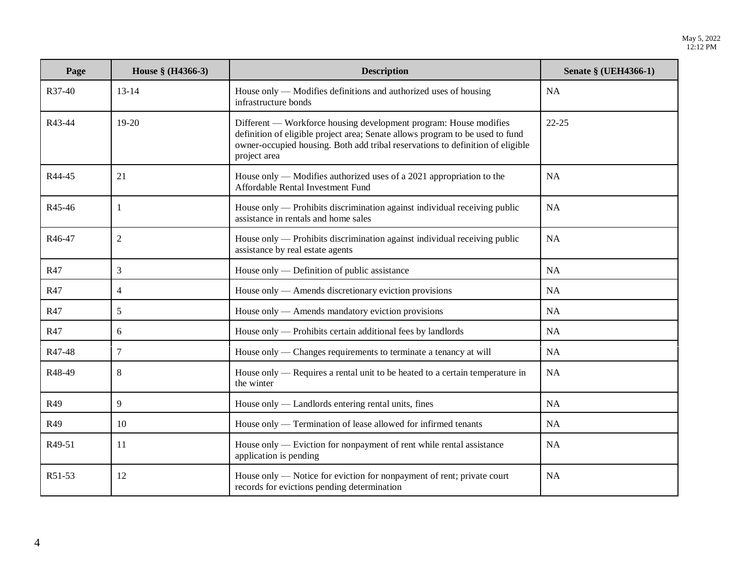| Page | House § (H4366-3) | Description | Senate § (UEH4366-1) |
|---|---|---|---|
| R37-40 | 13-14 | House only — Modifies definitions and authorized uses of housing infrastructure bonds | NA |
| R43-44 | 19-20 | Different — Workforce housing development program: House modifies definition of eligible project area; Senate allows program to be used to fund owner-occupied housing. Both add tribal reservations to definition of eligible project area | 22-25 |
| R44-45 | 21 | House only — Modifies authorized uses of a 2021 appropriation to the Affordable Rental Investment Fund | NA |
| R45-46 | 1 | House only — Prohibits discrimination against individual receiving public assistance in rentals and home sales | NA |
| R46-47 | 2 | House only — Prohibits discrimination against individual receiving public assistance by real estate agents | NA |
| R47 | 3 | House only — Definition of public assistance | NA |
| R47 | 4 | House only — Amends discretionary eviction provisions | NA |
| R47 | 5 | House only — Amends mandatory eviction provisions | NA |
| R47 | 6 | House only — Prohibits certain additional fees by landlords | NA |
| R47-48 | 7 | House only — Changes requirements to terminate a tenancy at will | NA |
| R48-49 | 8 | House only — Requires a rental unit to be heated to a certain temperature in the winter | NA |
| R49 | 9 | House only — Landlords entering rental units, fines | NA |
| R49 | 10 | House only — Termination of lease allowed for infirmed tenants | NA |
| R49-51 | 11 | House only — Eviction for nonpayment of rent while rental assistance application is pending | NA |
| R51-53 | 12 | House only — Notice for eviction for nonpayment of rent; private court records for evictions pending determination | NA |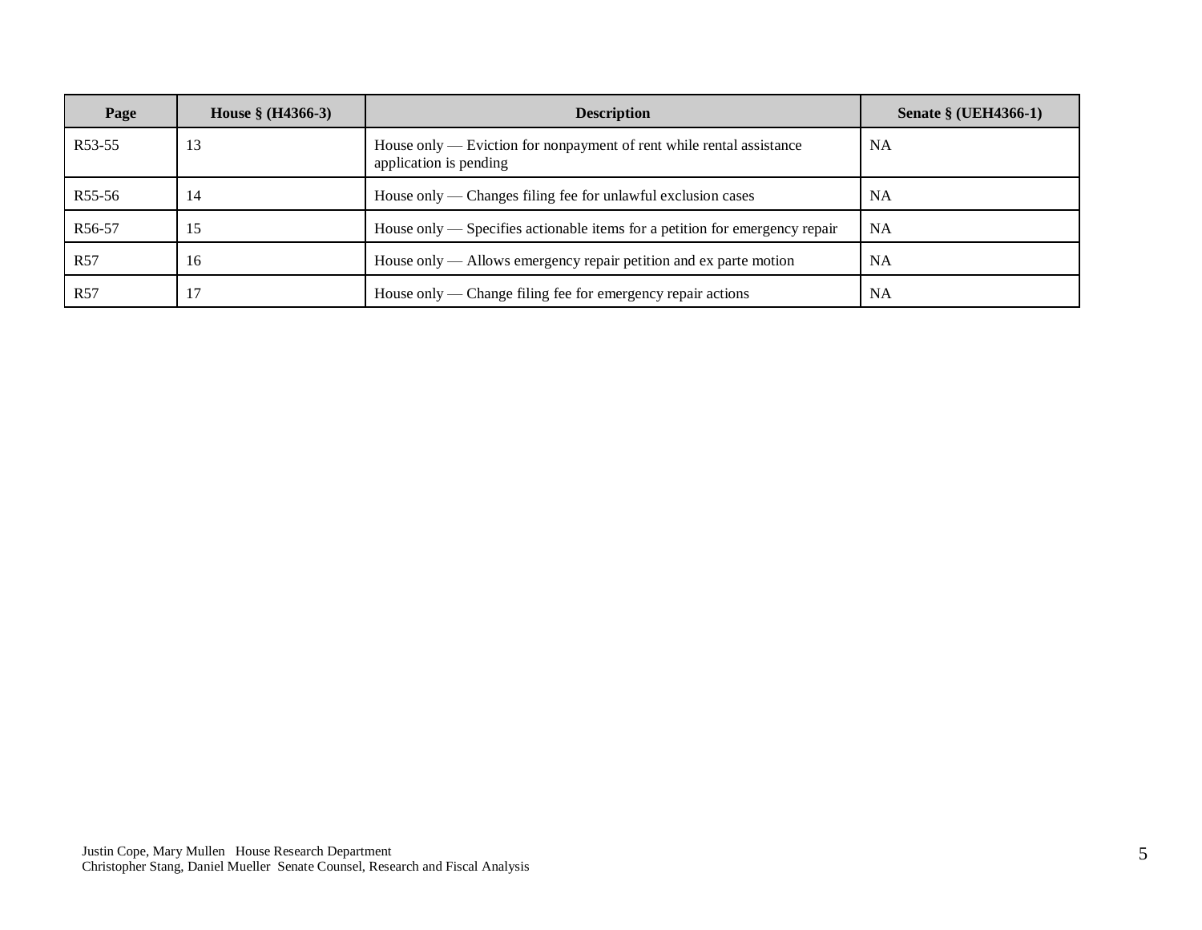| Page | House § (H4366-3) | Description | Senate § (UEH4366-1) |
| --- | --- | --- | --- |
| R53-55 | 13 | House only — Eviction for nonpayment of rent while rental assistance application is pending | NA |
| R55-56 | 14 | House only — Changes filing fee for unlawful exclusion cases | NA |
| R56-57 | 15 | House only — Specifies actionable items for a petition for emergency repair | NA |
| R57 | 16 | House only — Allows emergency repair petition and ex parte motion | NA |
| R57 | 17 | House only — Change filing fee for emergency repair actions | NA |